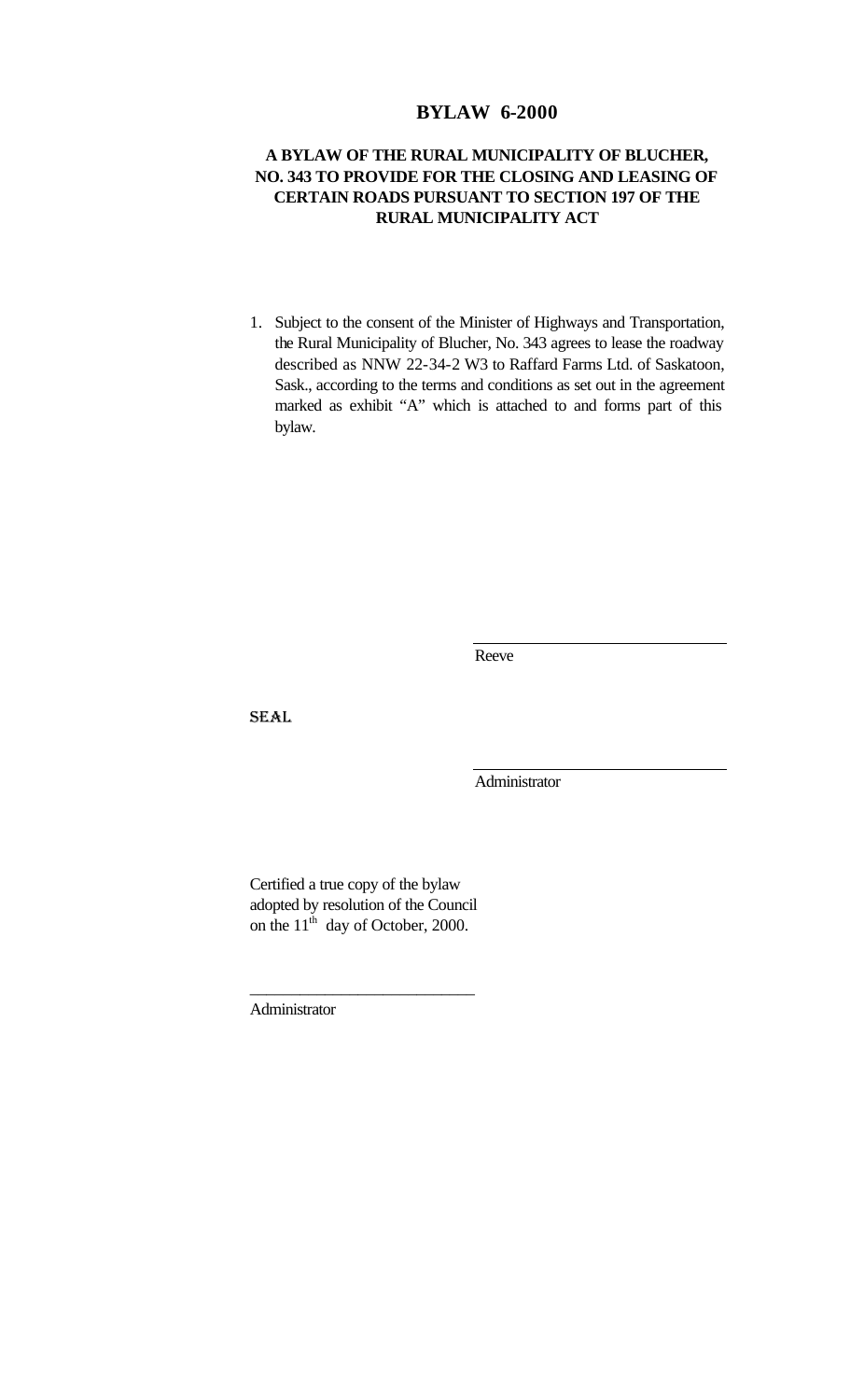# BYLAW 6-2000

## A BYLAW OF THE RURAL MUNICIPALITY OF BLUCHER, NO. 343 TO PROVIDE FOR THE CLOSING AND LEASING OF CERTAIN ROADS PURSUANT TO SECTION 197 OF THE RURAL MUNICIPALITY ACT

1. Subject to the consent of the Minister of Highways and Transportation, the Rural Municipality of Blucher, No. 343 agrees to lease the roadway described as NNW 22-34-2 W3 to Raffard Farms Ltd. of Saskatoon, Sask., according to the terms and conditions as set out in the agreement marked as exhibit "A" which is attached to and forms part of this bylaw.

\_\_\_\_\_\_\_\_\_\_\_\_\_\_\_\_\_\_\_\_\_\_\_\_\_\_\_\_
Reeve

SEAL

\_\_\_\_\_\_\_\_\_\_\_\_\_\_\_\_\_\_\_\_\_\_\_\_\_\_\_\_
Administrator

Certified a true copy of the bylaw adopted by resolution of the Council on the 11th day of October, 2000.

\_\_\_\_\_\_\_\_\_\_\_\_\_\_\_\_\_\_\_\_\_\_\_\_\_\_\_\_
Administrator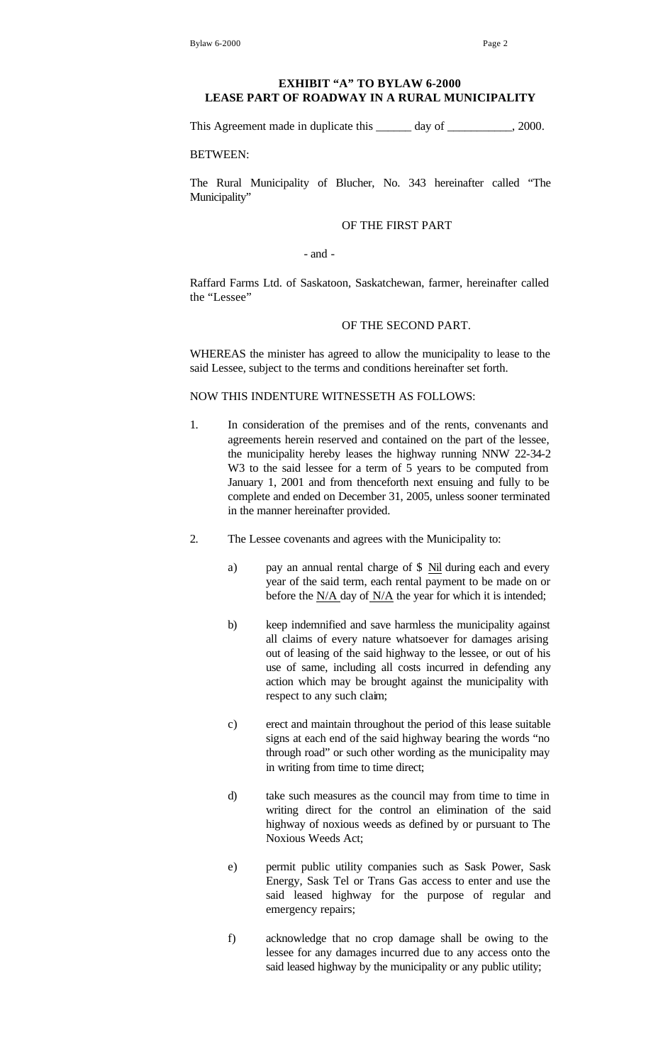## EXHIBIT "A" TO BYLAW 6-2000
## LEASE PART OF ROADWAY IN A RURAL MUNICIPALITY

This Agreement made in duplicate this ______ day of ___________, 2000.

BETWEEN:

The Rural Municipality of Blucher, No. 343 hereinafter called "The Municipality"

OF THE FIRST PART

- and -

Raffard Farms Ltd. of Saskatoon, Saskatchewan, farmer, hereinafter called the "Lessee"

OF THE SECOND PART.

WHEREAS the minister has agreed to allow the municipality to lease to the said Lessee, subject to the terms and conditions hereinafter set forth.

NOW THIS INDENTURE WITNESSETH AS FOLLOWS:

1. In consideration of the premises and of the rents, convenants and agreements herein reserved and contained on the part of the lessee, the municipality hereby leases the highway running NNW 22-34-2 W3 to the said lessee for a term of 5 years to be computed from January 1, 2001 and from thenceforth next ensuing and fully to be complete and ended on December 31, 2005, unless sooner terminated in the manner hereinafter provided.

2. The Lessee covenants and agrees with the Municipality to:

   a) pay an annual rental charge of $ Nil during each and every year of the said term, each rental payment to be made on or before the N/A day of N/A the year for which it is intended;

   b) keep indemnified and save harmless the municipality against all claims of every nature whatsoever for damages arising out of leasing of the said highway to the lessee, or out of his use of same, including all costs incurred in defending any action which may be brought against the municipality with respect to any such claim;

   c) erect and maintain throughout the period of this lease suitable signs at each end of the said highway bearing the words "no through road" or such other wording as the municipality may in writing from time to time direct;

   d) take such measures as the council may from time to time in writing direct for the control an elimination of the said highway of noxious weeds as defined by or pursuant to The Noxious Weeds Act;

   e) permit public utility companies such as Sask Power, Sask Energy, Sask Tel or Trans Gas access to enter and use the said leased highway for the purpose of regular and emergency repairs;

   f) acknowledge that no crop damage shall be owing to the lessee for any damages incurred due to any access onto the said leased highway by the municipality or any public utility;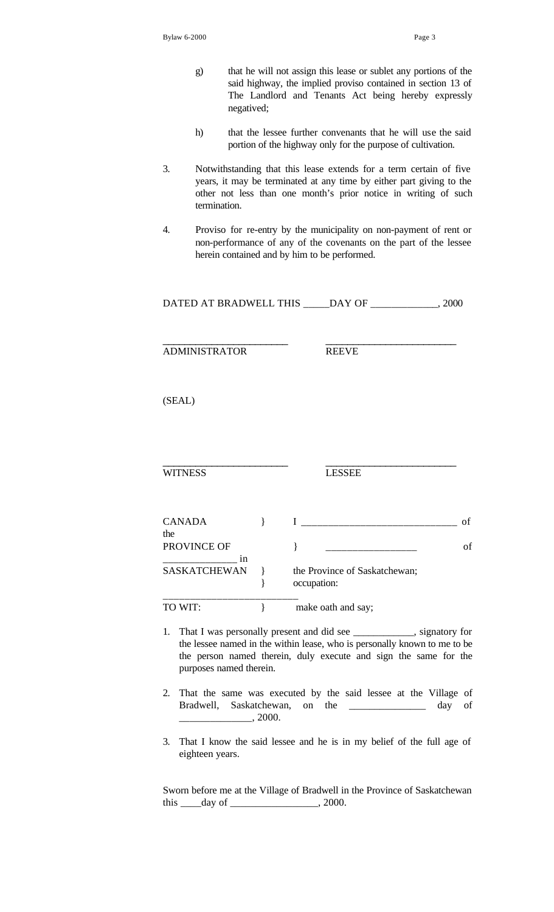g) that he will not assign this lease or sublet any portions of the said highway, the implied proviso contained in section 13 of The Landlord and Tenants Act being hereby expressly negatived;

h) that the lessee further convenants that he will use the said portion of the highway only for the purpose of cultivation.

3. Notwithstanding that this lease extends for a term certain of five years, it may be terminated at any time by either part giving to the other not less than one month's prior notice in writing of such termination.

4. Proviso for re-entry by the municipality on non-payment of rent or non-performance of any of the covenants on the part of the lessee herein contained and by him to be performed.

DATED AT BRADWELL THIS _____DAY OF _____________, 2000

________________________ ________________________

ADMINISTRATOR REEVE

(SEAL)

________________________ ________________________

WITNESS LESSEE

CANADA } I ______________________________ of the

PROVINCE OF } _________________ of _______________ in

SASKATCHEWAN } the Province of Saskatchewan;

} occupation: __________________________

TO WIT: } make oath and say;

1. That I was personally present and did see ____________, signatory for the lessee named in the within lease, who is personally known to me to be the person named therein, duly execute and sign the same for the purposes named therein.

2. That the same was executed by the said lessee at the Village of Bradwell, Saskatchewan, on the _______________ day of ______________, 2000.

3. That I know the said lessee and he is in my belief of the full age of eighteen years.

Sworn before me at the Village of Bradwell in the Province of Saskatchewan this ____day of _________________, 2000.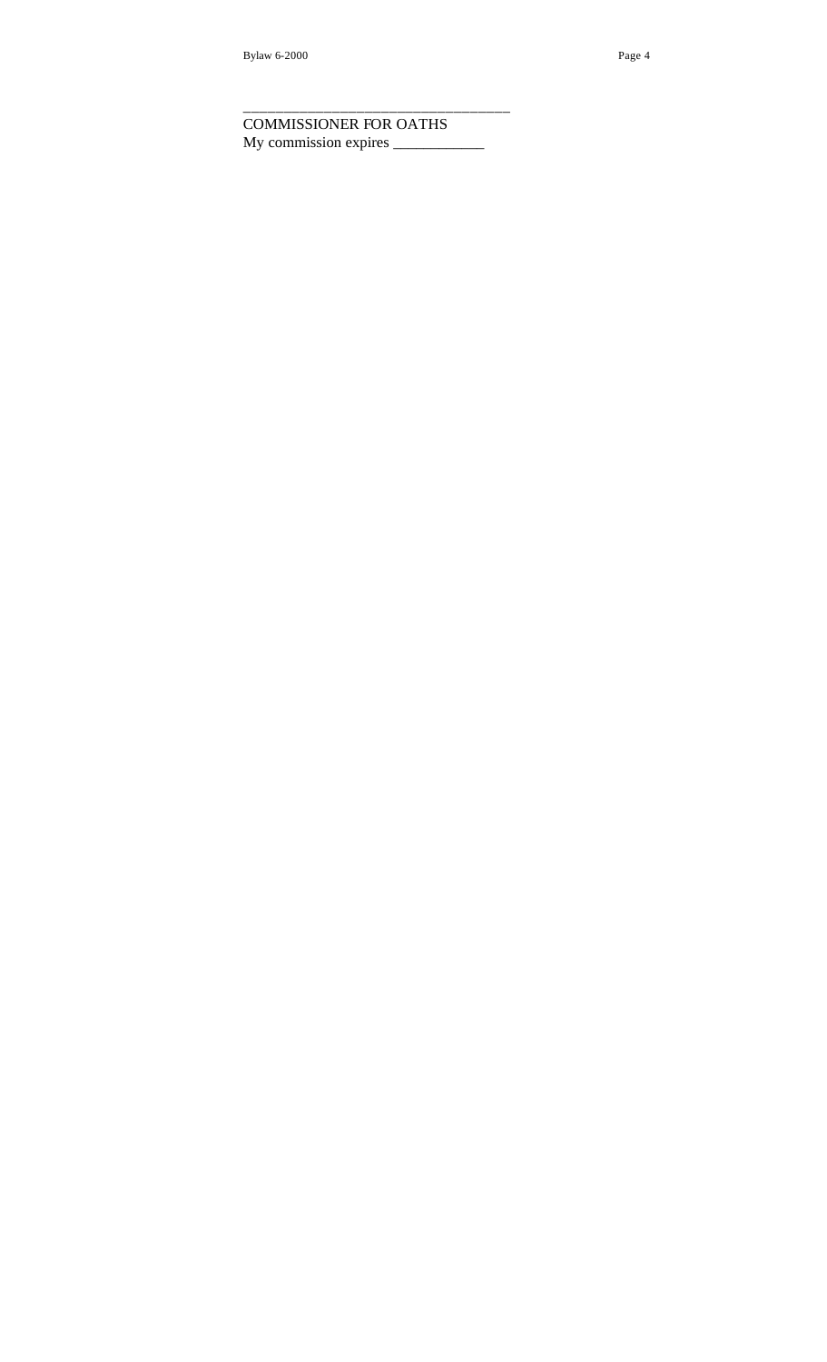___________________________________

COMMISSIONER FOR OATHS

My commission expires ____________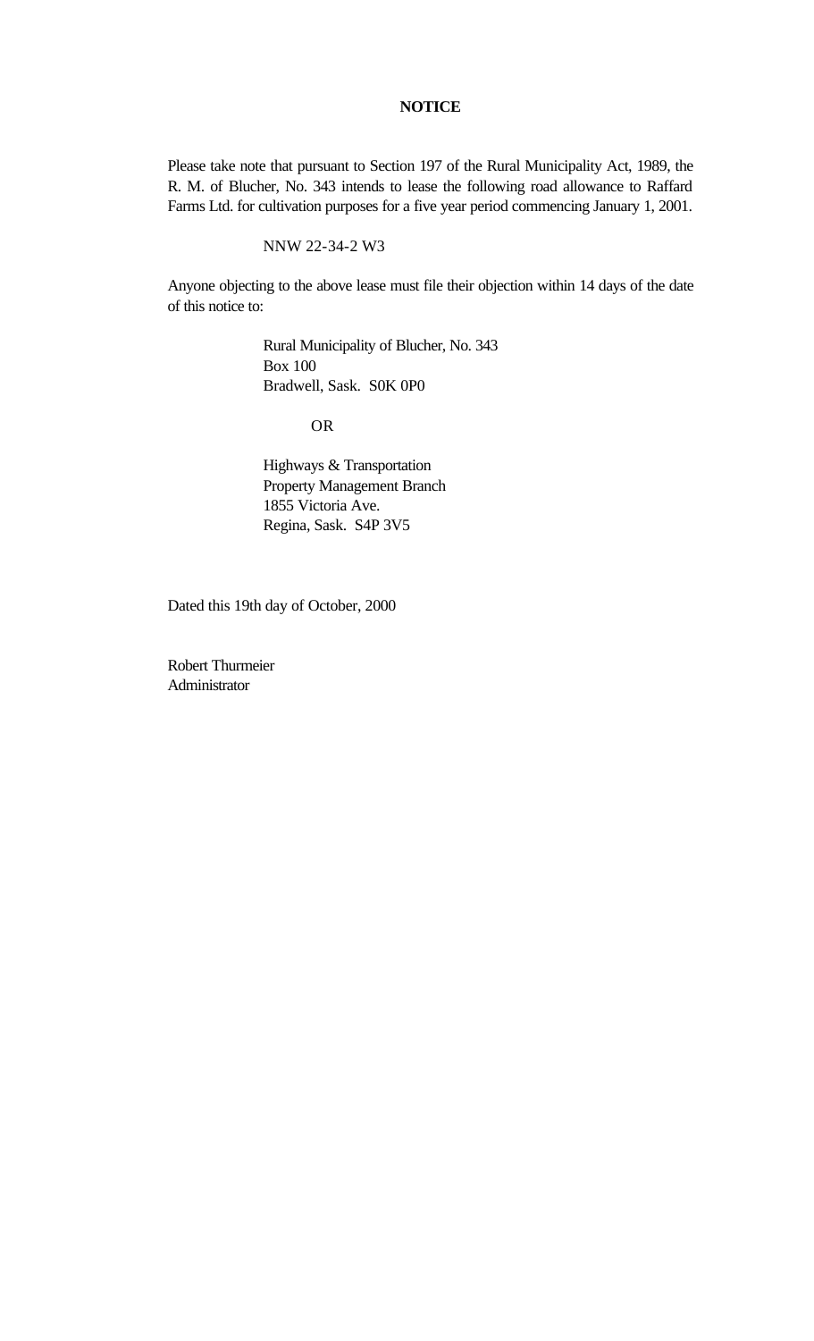# NOTICE

Please take note that pursuant to Section 197 of the Rural Municipality Act, 1989, the R. M. of Blucher, No. 343 intends to lease the following road allowance to Raffard Farms Ltd. for cultivation purposes for a five year period commencing January 1, 2001.

NNW 22-34-2 W3

Anyone objecting to the above lease must file their objection within 14 days of the date of this notice to:

Rural Municipality of Blucher, No. 343
Box 100
Bradwell, Sask. S0K 0P0

OR

Highways & Transportation
Property Management Branch
1855 Victoria Ave.
Regina, Sask. S4P 3V5

Dated this 19th day of October, 2000

Robert Thurmeier
Administrator